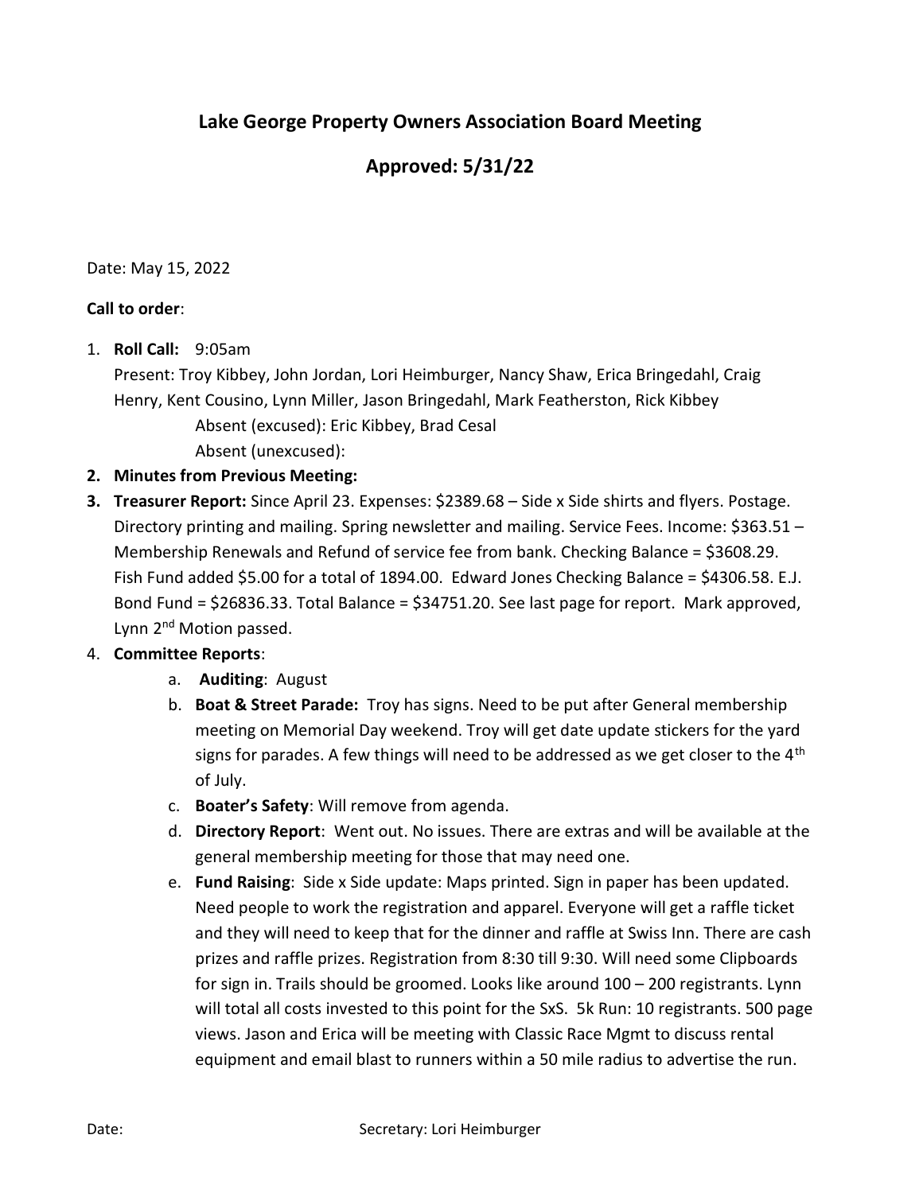# Lake George Property Owners Association Board Meeting

## Approved: 5/31/22

Date: May 15, 2022

**Call to order**:

1. **Roll Call:** 9:05am
   Present: Troy Kibbey, John Jordan, Lori Heimburger, Nancy Shaw, Erica Bringedahl, Craig Henry, Kent Cousino, Lynn Miller, Jason Bringedahl, Mark Featherston, Rick Kibbey
   Absent (excused): Eric Kibbey, Brad Cesal
   Absent (unexcused):
2. **Minutes from Previous Meeting:**
3. **Treasurer Report:** Since April 23. Expenses: $2389.68 – Side x Side shirts and flyers. Postage. Directory printing and mailing. Spring newsletter and mailing. Service Fees. Income: $363.51 – Membership Renewals and Refund of service fee from bank. Checking Balance = $3608.29. Fish Fund added $5.00 for a total of 1894.00. Edward Jones Checking Balance = $4306.58. E.J. Bond Fund = $26836.33. Total Balance = $34751.20. See last page for report. Mark approved, Lynn 2nd Motion passed.
4. **Committee Reports**:
   a. **Auditing**: August
   b. **Boat & Street Parade:** Troy has signs. Need to be put after General membership meeting on Memorial Day weekend. Troy will get date update stickers for the yard signs for parades. A few things will need to be addressed as we get closer to the 4th of July.
   c. **Boater's Safety**: Will remove from agenda.
   d. **Directory Report**: Went out. No issues. There are extras and will be available at the general membership meeting for those that may need one.
   e. **Fund Raising**: Side x Side update: Maps printed. Sign in paper has been updated. Need people to work the registration and apparel. Everyone will get a raffle ticket and they will need to keep that for the dinner and raffle at Swiss Inn. There are cash prizes and raffle prizes. Registration from 8:30 till 9:30. Will need some Clipboards for sign in. Trails should be groomed. Looks like around 100 – 200 registrants. Lynn will total all costs invested to this point for the SxS. 5k Run: 10 registrants. 500 page views. Jason and Erica will be meeting with Classic Race Mgmt to discuss rental equipment and email blast to runners within a 50 mile radius to advertise the run.

Date: Secretary: Lori Heimburger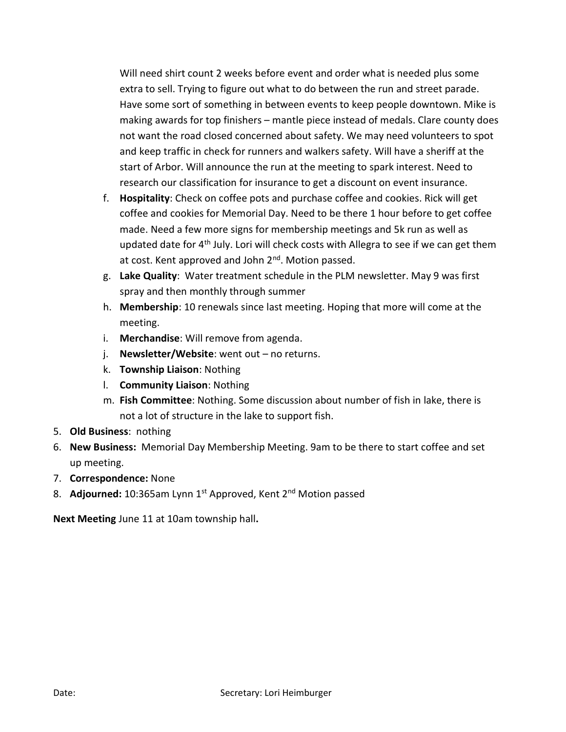Will need shirt count 2 weeks before event and order what is needed plus some extra to sell. Trying to figure out what to do between the run and street parade. Have some sort of something in between events to keep people downtown. Mike is making awards for top finishers – mantle piece instead of medals. Clare county does not want the road closed concerned about safety. We may need volunteers to spot and keep traffic in check for runners and walkers safety. Will have a sheriff at the start of Arbor. Will announce the run at the meeting to spark interest. Need to research our classification for insurance to get a discount on event insurance.

f. **Hospitality**: Check on coffee pots and purchase coffee and cookies. Rick will get coffee and cookies for Memorial Day. Need to be there 1 hour before to get coffee made. Need a few more signs for membership meetings and 5k run as well as updated date for 4th July. Lori will check costs with Allegra to see if we can get them at cost. Kent approved and John 2nd. Motion passed.

g. **Lake Quality**: Water treatment schedule in the PLM newsletter. May 9 was first spray and then monthly through summer

h. **Membership**: 10 renewals since last meeting. Hoping that more will come at the meeting.

i. **Merchandise**: Will remove from agenda.

j. **Newsletter/Website**: went out – no returns.

k. **Township Liaison**: Nothing

l. **Community Liaison**: Nothing

m. **Fish Committee**: Nothing. Some discussion about number of fish in lake, there is not a lot of structure in the lake to support fish.

5. **Old Business**: nothing
6. **New Business:** Memorial Day Membership Meeting. 9am to be there to start coffee and set up meeting.
7. **Correspondence:** None
8. **Adjourned:** 10:365am Lynn 1st Approved, Kent 2nd Motion passed

**Next Meeting** June 11 at 10am township hall**.**

Date: Secretary: Lori Heimburger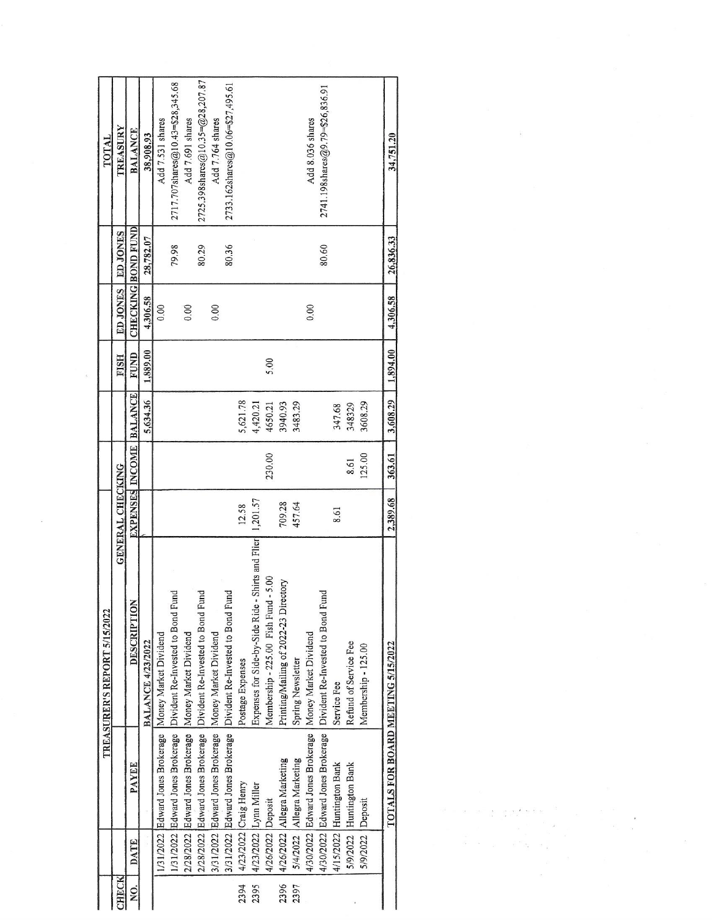| CHECK | | TREASURER'S REPORT 5/15/2022 | | GENERAL CHECKING | | | FISH | ED JONES | ED JONES | TOTAL TREASURY |
|---|---|---|---|---|---|---|---|---|---|---|
| NO. | DATE | PAYEE | DESCRIPTION | EXPENSES | INCOME | BALANCE | FUND | CHECKING | BOND FUND | BALANCE |
| | | | BALANCE 4/23/2022 | | | 5,634.36 | 1,889.00 | 4,306.58 | 28,782.07 | 38,908.93 |
| | 1/31/2022 | Edward Jones Brokerage | Money Market Dividend | | | | | 0.00 | | Add 7.531 shares |
| | 1/31/2022 | Edward Jones Brokerage | Divident Re-Invested to Bond Fund | | | | | | 79.98 | 2717.707shares@10.43=$28,345.68 |
| | 2/28/2022 | Edward Jones Brokerage | Money Market Dividend | | | | | 0.00 | | Add 7.691 shares |
| | 2/28/2022 | Edward Jones Brokerage | Divident Re-Invested to Bond Fund | | | | | | 80.29 | 2725.398shares@10.35=@28,207.87 |
| | 3/31/2022 | Edward Jones Brokerage | Money Market Dividend | | | | | 0.00 | | Add 7.764 shares |
| | 3/31/2022 | Edward Jones Brokerage | Divident Re-Invested to Bond Fund | | | | | | 80.36 | 2733.162shares@10.06=$27,495.61 |
| 2394 | 4/23/2022 | Craig Henry | Postage Expenses | 12.58 | | 5,621.78 | | | | |
| 2395 | 4/23/2022 | Lynn Miller | Expenses for Side-by-Side Ride - Shirts and Flier | 1,201.57 | | 4,420.21 | | | | |
| | 4/26/2022 | Deposit | Membership - 225.00 Fish Fund - 5.00 | | 230.00 | 4650.21 | 5.00 | | | |
| 2396 | 4/26/2022 | Allegra Marketing | Printing/Mailing of 2022-23 Directory | 709.28 | | 3940.93 | | | | |
| 2397 | 5/4/2022 | Allegra Marketing | Spring Newsletter | 457.64 | | 3483.29 | | | | |
| | 4/30/2022 | Edward Jones Brokerage | Money Market Dividend | | | | | 0.00 | | Add 8.036 shares |
| | 4/30/2022 | Edward Jones Brokerage | Divident Re-Invested to Bond Fund | | | | | | 80.60 | 2741.198shares@9.79=$26,836.91 |
| | 4/15/2022 | Huntington Bank | Service Fee | 8.61 | | 347.68 | | | | |
| | 5/9/2022 | Huntington Bank | Refund of Service Fee | | 8.61 | 348329 | | | | |
| | 5/9/2022 | Deposit | Membership - 125.00 | | 125.00 | 3608.29 | | | | |
| | | TOTALS FOR BOARD MEETING 5/15/2022 | | 2,389.68 | 363.61 | 3,608.29 | 1,894.00 | 4,306.58 | 26,836.33 | 34,751.20 |